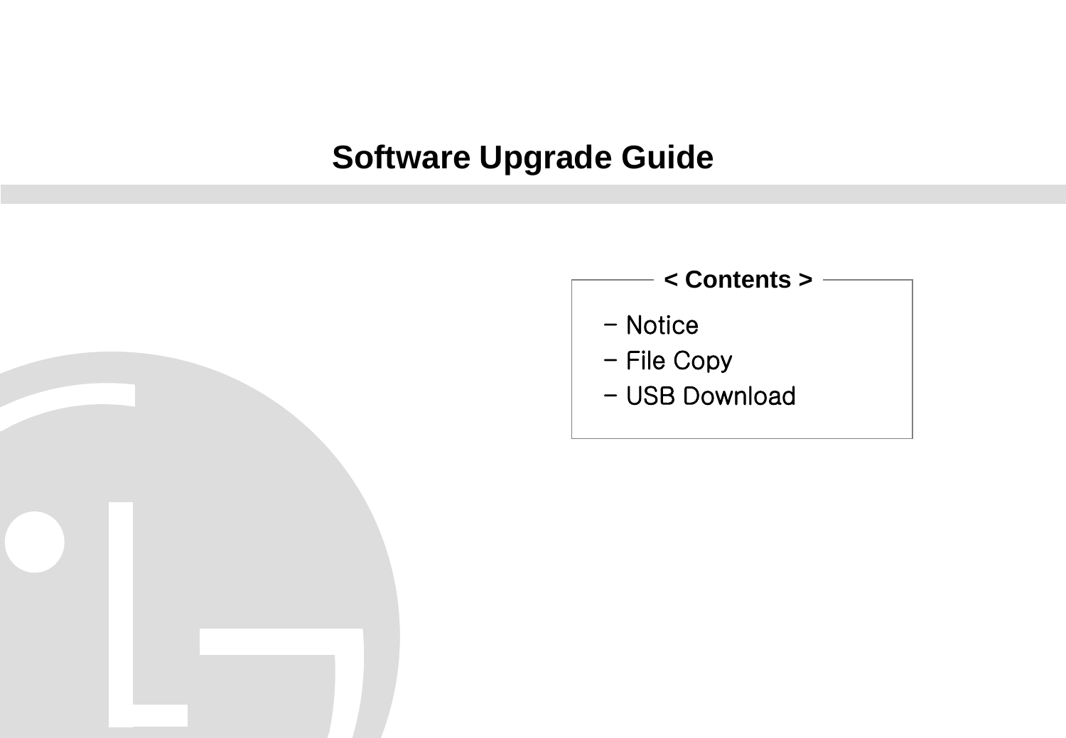# Software Upgrade Guide

**< Contents >**

- Notice
- File Copy
- USB Download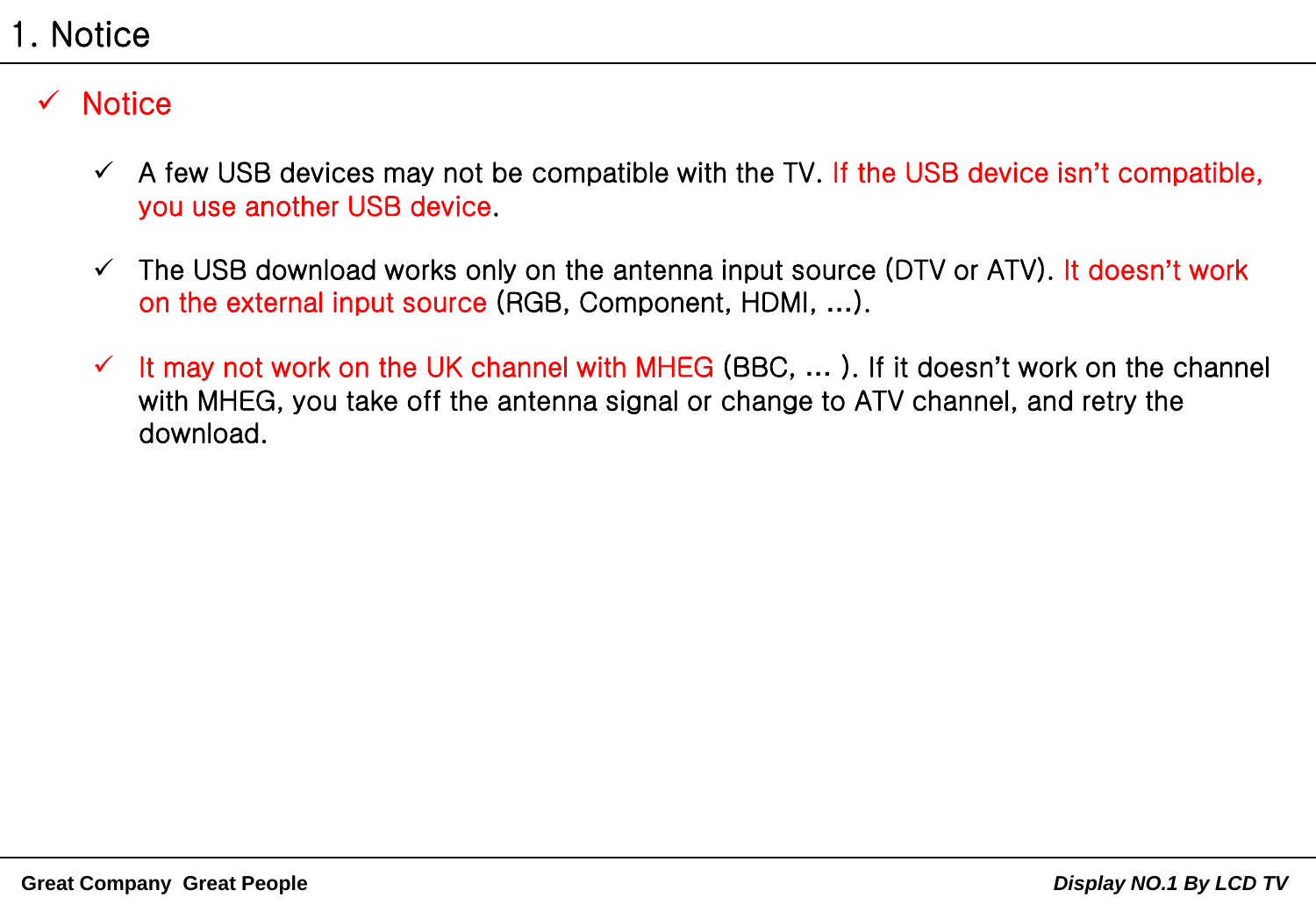# 1. Notice

## ✓ Notice

- ✓ A few USB devices may not be compatible with the TV. If the USB device isn't compatible, you use another USB device.

- ✓ The USB download works only on the antenna input source (DTV or ATV). It doesn't work on the external input source (RGB, Component, HDMI, …).

- ✓ It may not work on the UK channel with MHEG (BBC, … ). If it doesn't work on the channel with MHEG, you take off the antenna signal or change to ATV channel, and retry the download.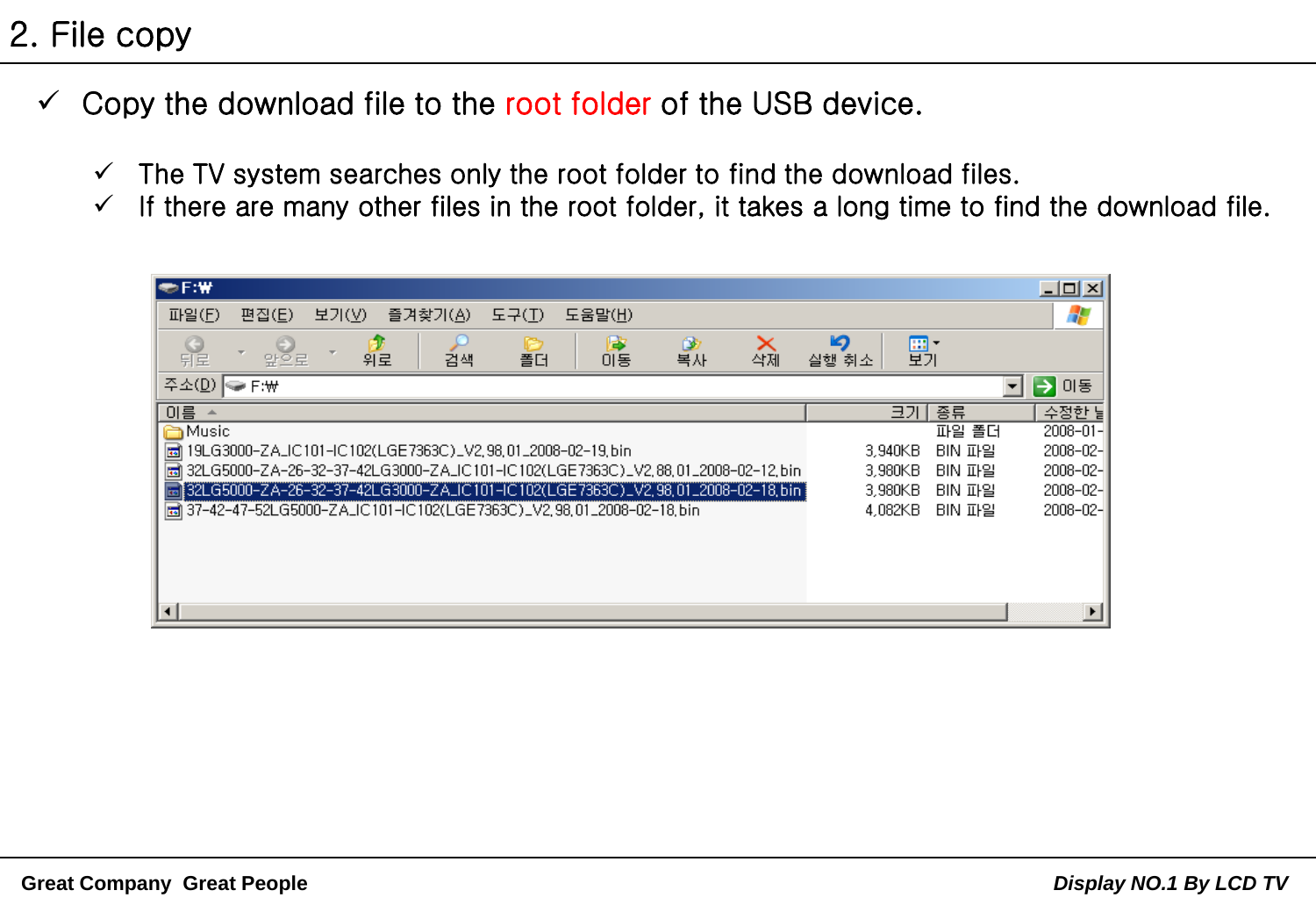## 2. File copy

✓ Copy the download file to the root folder of the USB device.

- ✓ The TV system searches only the root folder to find the download files.
- ✓ If there are many other files in the root folder, it takes a long time to find the download file.

F:₩

파일(F) 편집(E) 보기(V) 즐겨찾기(A) 도구(T) 도움말(H)

뒤로 앞으로 위로 검색 폴더 이동 복사 삭제 실행 취소 보기

주소(D) F:₩ 이동

| 이름 | 크기 | 종류 | 수정한 날 |
|---|---|---|---|
| Music | | 파일 폴더 | 2008-01- |
| 19LG3000-ZA_IC101-IC102(LGE7363C)_V2.98.01_2008-02-19.bin | 3,940KB | BIN 파일 | 2008-02- |
| 32LG5000-ZA-26-32-37-42LG3000-ZA_IC101-IC102(LGE7363C)_V2.88.01_2008-02-12.bin | 3,980KB | BIN 파일 | 2008-02- |
| 32LG5000-ZA-26-32-37-42LG3000-ZA_IC101-IC102(LGE7363C)_V2.98.01_2008-02-18.bin | 3,980KB | BIN 파일 | 2008-02- |
| 37-42-47-52LG5000-ZA_IC101-IC102(LGE7363C)_V2.98.01_2008-02-18.bin | 4,082KB | BIN 파일 | 2008-02- |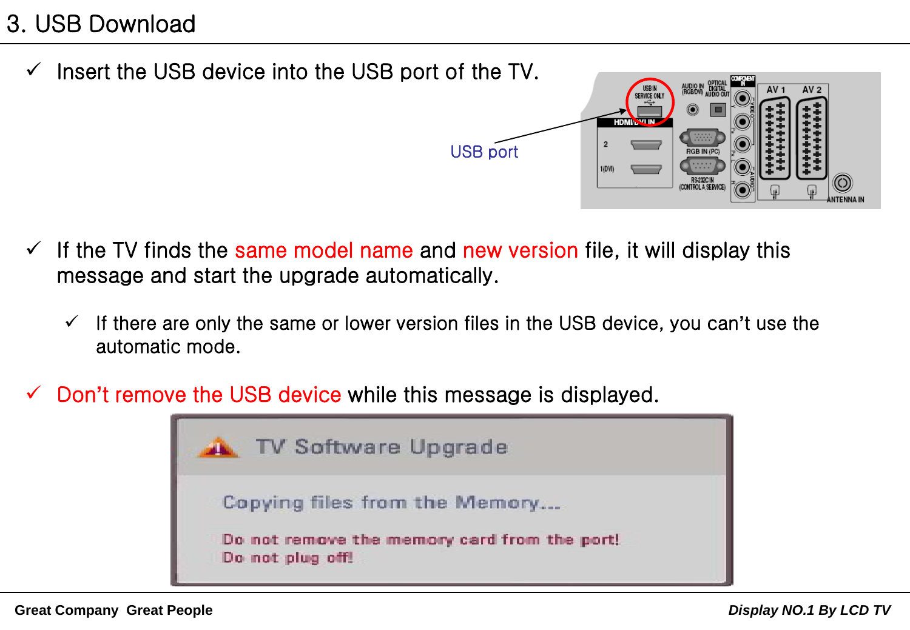# 3. USB Download

- ✓ Insert the USB device into the USB port of the TV.

USB port

- ✓ If the TV finds the same model name and new version file, it will display this message and start the upgrade automatically.
  - ✓ If there are only the same or lower version files in the USB device, you can't use the automatic mode.
- ✓ Don't remove the USB device while this message is displayed.

TV Software Upgrade

Copying files from the Memory...

Do not remove the memory card from the port!
Do not plug off!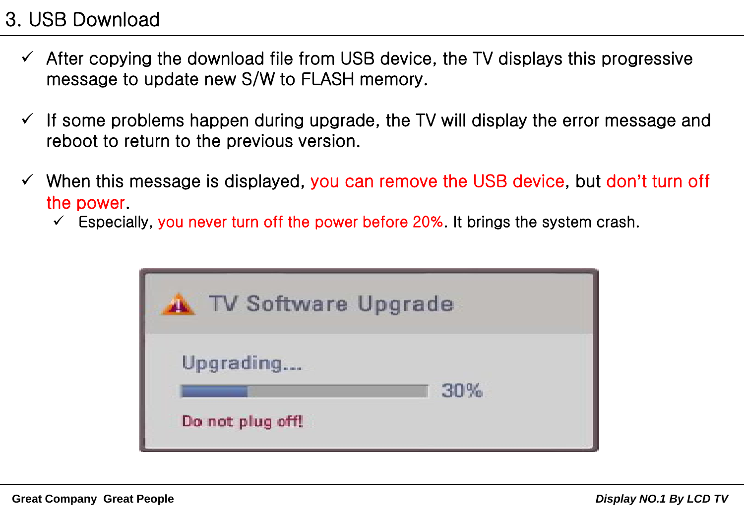# 3. USB Download

- After copying the download file from USB device, the TV displays this progressive message to update new S/W to FLASH memory.

- If some problems happen during upgrade, the TV will display the error message and reboot to return to the previous version.

- When this message is displayed, you can remove the USB device, but don't turn off the power.
  - Especially, you never turn off the power before 20%. It brings the system crash.

TV Software Upgrade

Upgrading...

30%

Do not plug off!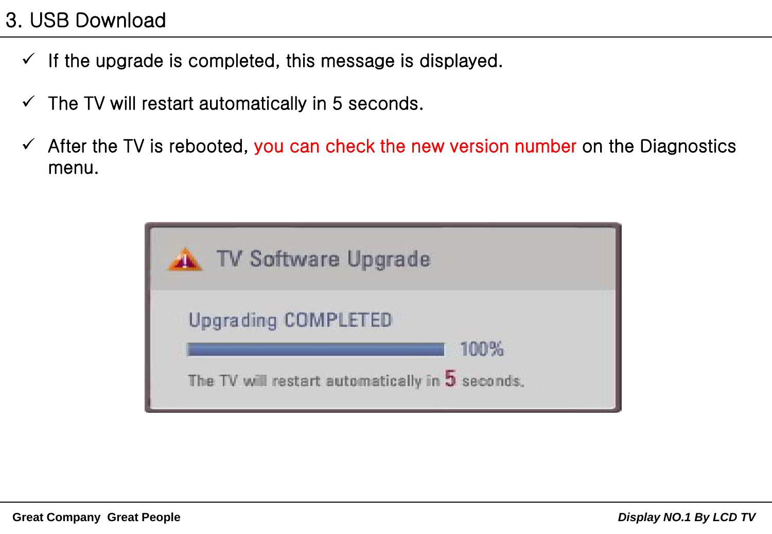# 3. USB Download

- ✓ If the upgrade is completed, this message is displayed.
- ✓ The TV will restart automatically in 5 seconds.
- ✓ After the TV is rebooted, you can check the new version number on the Diagnostics menu.

TV Software Upgrade

Upgrading COMPLETED

100%

The TV will restart automatically in 5 seconds.